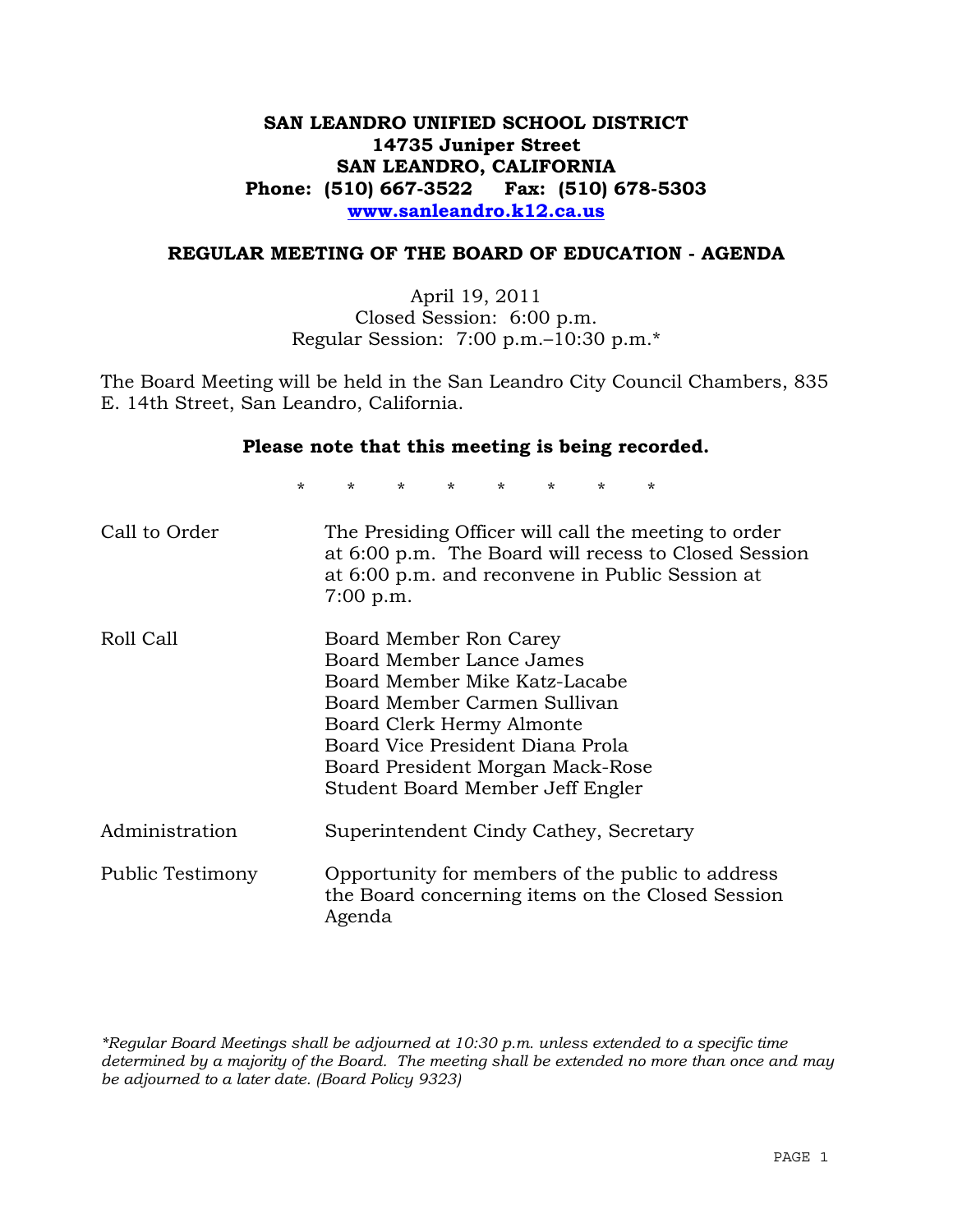# SAN LEANDRO UNIFIED SCHOOL DISTRICT
**14735 Juniper Street**
**SAN LEANDRO, CALIFORNIA**
**Phone: (510) 667-3522 Fax: (510) 678-5303**
**www.sanleandro.k12.ca.us**

## REGULAR MEETING OF THE BOARD OF EDUCATION - AGENDA

April 19, 2011
Closed Session: 6:00 p.m.
Regular Session: 7:00 p.m.–10:30 p.m.*

The Board Meeting will be held in the San Leandro City Council Chambers, 835 E. 14th Street, San Leandro, California.

**Please note that this meeting is being recorded.**

\* \* \* \* \* \* \* \*

| | |
|---|---|
| Call to Order | The Presiding Officer will call the meeting to order at 6:00 p.m. The Board will recess to Closed Session at 6:00 p.m. and reconvene in Public Session at 7:00 p.m. |
| Roll Call | Board Member Ron Carey<br>Board Member Lance James<br>Board Member Mike Katz-Lacabe<br>Board Member Carmen Sullivan<br>Board Clerk Hermy Almonte<br>Board Vice President Diana Prola<br>Board President Morgan Mack-Rose<br>Student Board Member Jeff Engler |
| Administration | Superintendent Cindy Cathey, Secretary |
| Public Testimony | Opportunity for members of the public to address the Board concerning items on the Closed Session Agenda |

*\*Regular Board Meetings shall be adjourned at 10:30 p.m. unless extended to a specific time determined by a majority of the Board. The meeting shall be extended no more than once and may be adjourned to a later date. (Board Policy 9323)*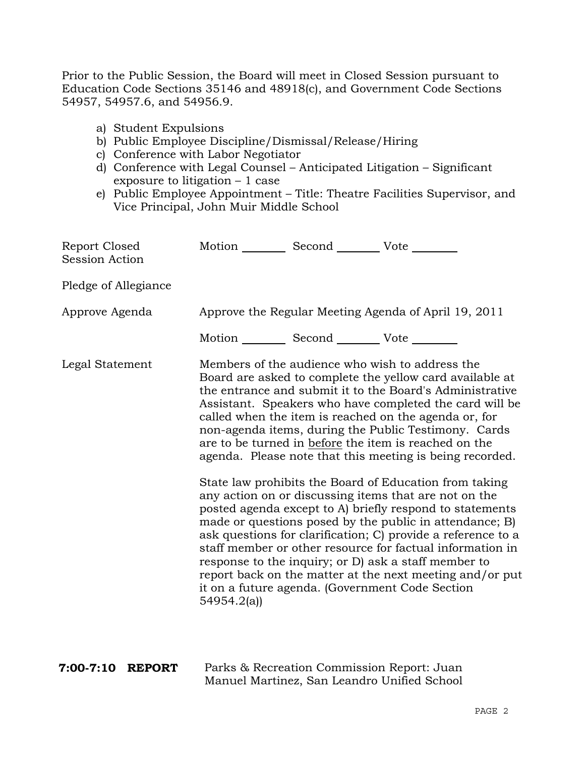Prior to the Public Session, the Board will meet in Closed Session pursuant to Education Code Sections 35146 and 48918(c), and Government Code Sections 54957, 54957.6, and 54956.9.

a) Student Expulsions
b) Public Employee Discipline/Dismissal/Release/Hiring
c) Conference with Labor Negotiator
d) Conference with Legal Counsel – Anticipated Litigation – Significant exposure to litigation – 1 case
e) Public Employee Appointment – Title: Theatre Facilities Supervisor, and Vice Principal, John Muir Middle School

Report Closed Session Action — Motion ________ Second ________ Vote ________

Pledge of Allegiance

Approve Agenda — Approve the Regular Meeting Agenda of April 19, 2011

Motion ________ Second ________ Vote ________

Legal Statement — Members of the audience who wish to address the Board are asked to complete the yellow card available at the entrance and submit it to the Board's Administrative Assistant. Speakers who have completed the card will be called when the item is reached on the agenda or, for non-agenda items, during the Public Testimony. Cards are to be turned in <u>before</u> the item is reached on the agenda. Please note that this meeting is being recorded.

State law prohibits the Board of Education from taking any action on or discussing items that are not on the posted agenda except to A) briefly respond to statements made or questions posed by the public in attendance; B) ask questions for clarification; C) provide a reference to a staff member or other resource for factual information in response to the inquiry; or D) ask a staff member to report back on the matter at the next meeting and/or put it on a future agenda. (Government Code Section 54954.2(a))

**7:00-7:10 REPORT** — Parks & Recreation Commission Report: Juan Manuel Martinez, San Leandro Unified School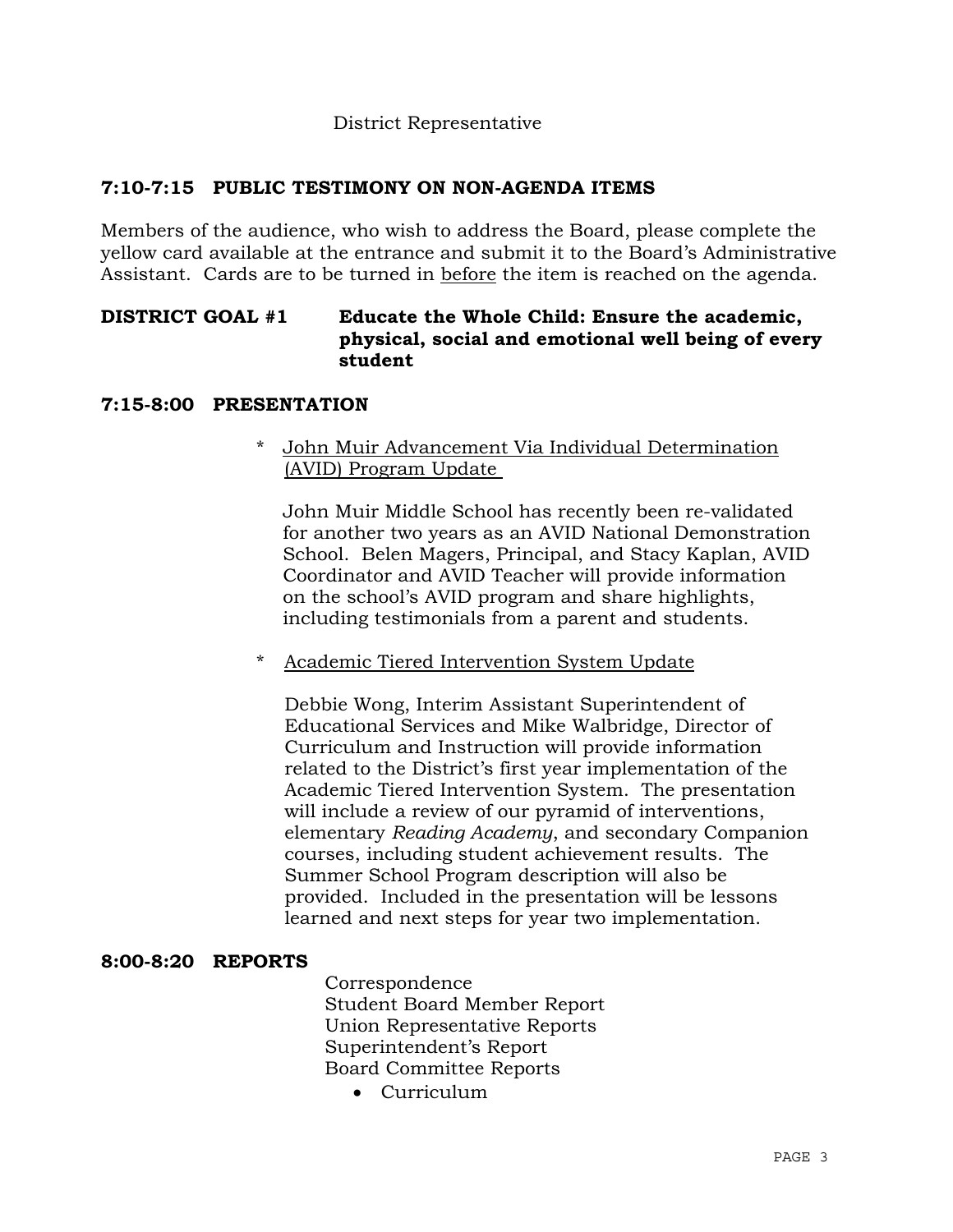District Representative

**7:10-7:15 PUBLIC TESTIMONY ON NON-AGENDA ITEMS**

Members of the audience, who wish to address the Board, please complete the yellow card available at the entrance and submit it to the Board's Administrative Assistant. Cards are to be turned in before the item is reached on the agenda.

**DISTRICT GOAL #1 Educate the Whole Child: Ensure the academic, physical, social and emotional well being of every student**

**7:15-8:00 PRESENTATION**

* John Muir Advancement Via Individual Determination (AVID) Program Update

  John Muir Middle School has recently been re-validated for another two years as an AVID National Demonstration School. Belen Magers, Principal, and Stacy Kaplan, AVID Coordinator and AVID Teacher will provide information on the school's AVID program and share highlights, including testimonials from a parent and students.

* Academic Tiered Intervention System Update

  Debbie Wong, Interim Assistant Superintendent of Educational Services and Mike Walbridge, Director of Curriculum and Instruction will provide information related to the District's first year implementation of the Academic Tiered Intervention System. The presentation will include a review of our pyramid of interventions, elementary *Reading Academy*, and secondary Companion courses, including student achievement results. The Summer School Program description will also be provided. Included in the presentation will be lessons learned and next steps for year two implementation.

**8:00-8:20 REPORTS**

Correspondence
Student Board Member Report
Union Representative Reports
Superintendent's Report
Board Committee Reports

- Curriculum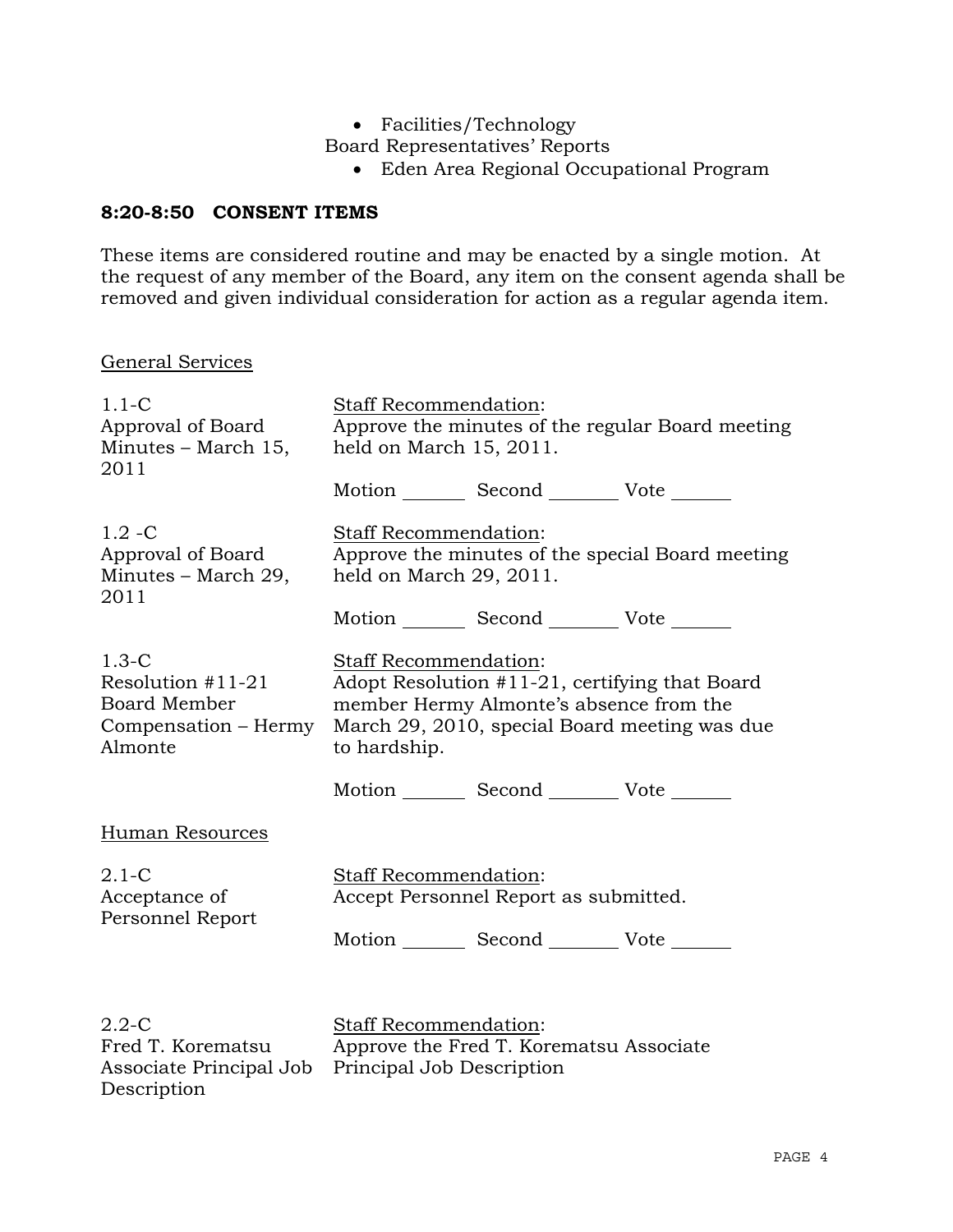- Facilities/Technology

Board Representatives' Reports

- Eden Area Regional Occupational Program

## 8:20-8:50 CONSENT ITEMS

These items are considered routine and may be enacted by a single motion. At the request of any member of the Board, any item on the consent agenda shall be removed and given individual consideration for action as a regular agenda item.

General Services

1.1-C
Approval of Board Minutes – March 15, 2011

Staff Recommendation:
Approve the minutes of the regular Board meeting held on March 15, 2011.

Motion _______ Second _______ Vote _______

1.2 -C
Approval of Board Minutes – March 29, 2011

Staff Recommendation:
Approve the minutes of the special Board meeting held on March 29, 2011.

Motion _______ Second _______ Vote _______

1.3-C
Resolution #11-21 Board Member Compensation – Hermy Almonte

Staff Recommendation:
Adopt Resolution #11-21, certifying that Board member Hermy Almonte's absence from the March 29, 2010, special Board meeting was due to hardship.

Motion _______ Second _______ Vote _______

Human Resources

2.1-C
Acceptance of Personnel Report

Staff Recommendation:
Accept Personnel Report as submitted.

Motion _______ Second _______ Vote _______

2.2-C
Fred T. Korematsu Associate Principal Job Description

Staff Recommendation:
Approve the Fred T. Korematsu Associate Principal Job Description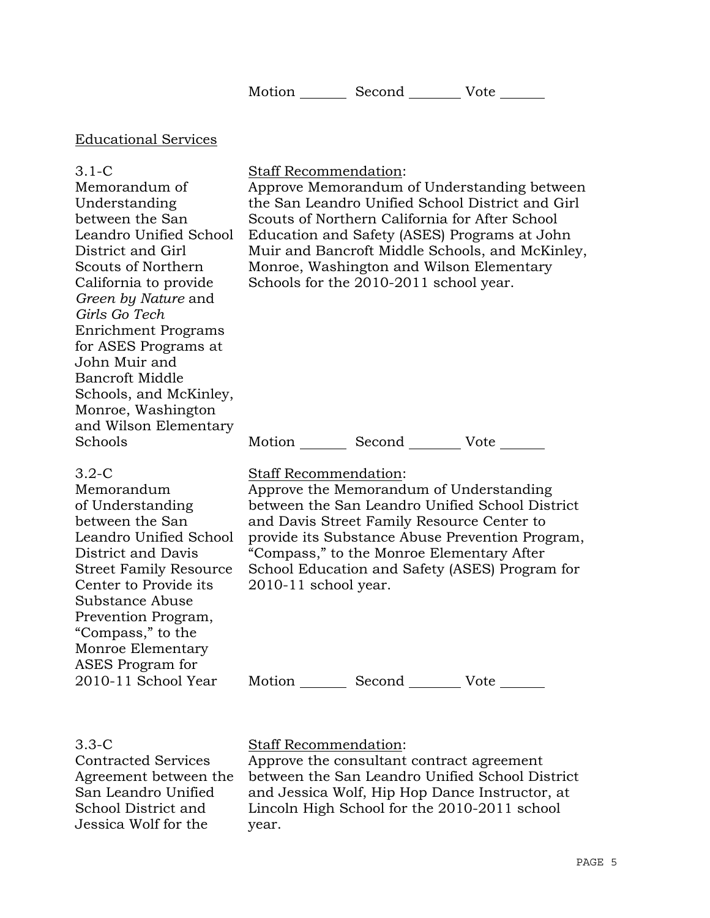Motion _______ Second _______ Vote _______

Educational Services

3.1-C
Memorandum of Understanding between the San Leandro Unified School District and Girl Scouts of Northern California to provide *Green by Nature* and *Girls Go Tech* Enrichment Programs for ASES Programs at John Muir and Bancroft Middle Schools, and McKinley, Monroe, Washington and Wilson Elementary Schools

Staff Recommendation:
Approve Memorandum of Understanding between the San Leandro Unified School District and Girl Scouts of Northern California for After School Education and Safety (ASES) Programs at John Muir and Bancroft Middle Schools, and McKinley, Monroe, Washington and Wilson Elementary Schools for the 2010-2011 school year.

Motion _______ Second _______ Vote _______

3.2-C
Memorandum of Understanding between the San Leandro Unified School District and Davis Street Family Resource Center to Provide its Substance Abuse Prevention Program, "Compass," to the Monroe Elementary ASES Program for 2010-11 School Year

Staff Recommendation:
Approve the Memorandum of Understanding between the San Leandro Unified School District and Davis Street Family Resource Center to provide its Substance Abuse Prevention Program, "Compass," to the Monroe Elementary After School Education and Safety (ASES) Program for 2010-11 school year.

Motion _______ Second _______ Vote _______

3.3-C
Contracted Services Agreement between the San Leandro Unified School District and Jessica Wolf for the

Staff Recommendation:
Approve the consultant contract agreement between the San Leandro Unified School District and Jessica Wolf, Hip Hop Dance Instructor, at Lincoln High School for the 2010-2011 school year.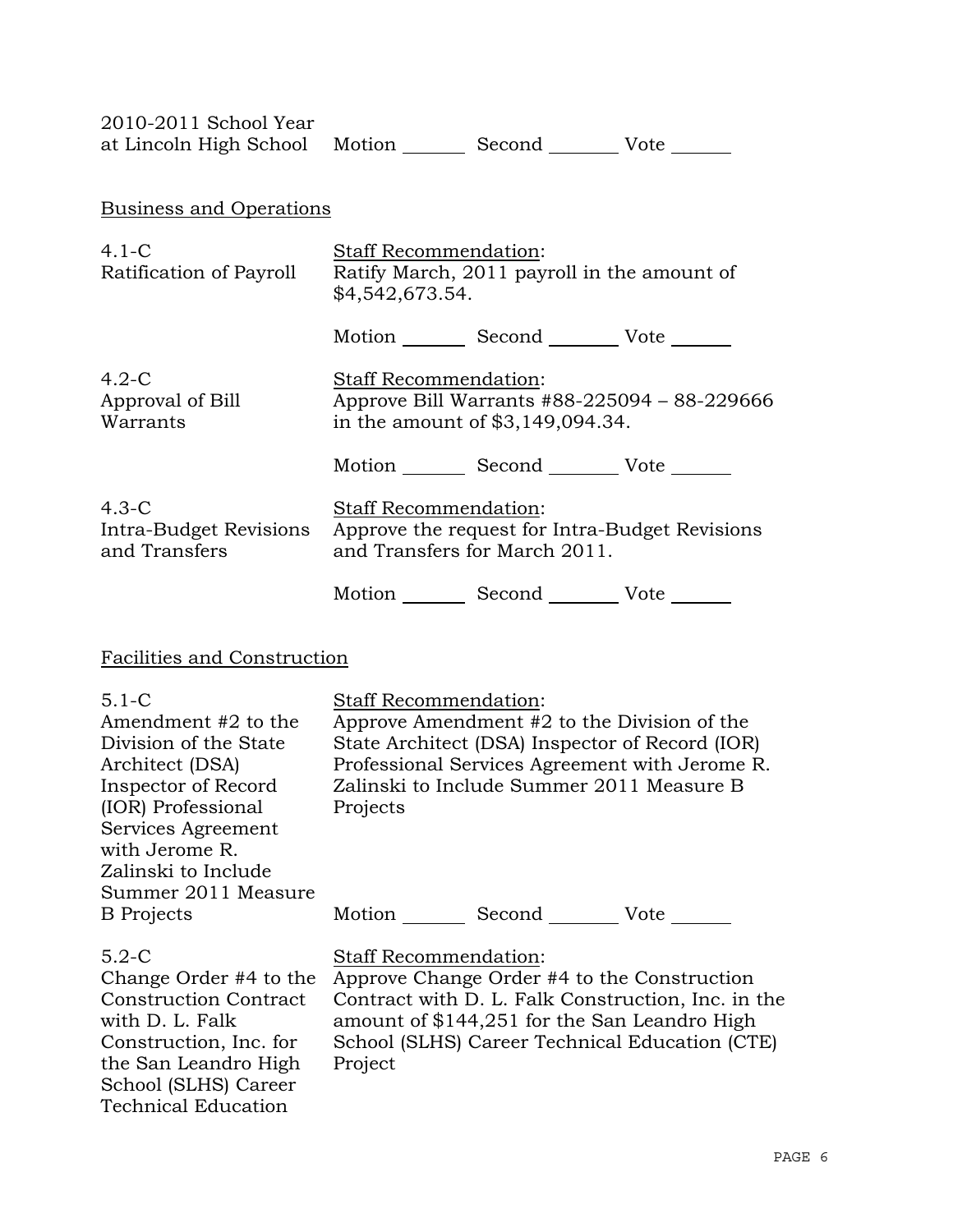2010-2011 School Year at Lincoln High School Motion _______ Second _______ Vote _______

Business and Operations

4.1-C Ratification of Payroll

Staff Recommendation:
Ratify March, 2011 payroll in the amount of $4,542,673.54.

Motion _______ Second _______ Vote _______

4.2-C Approval of Bill Warrants

Staff Recommendation:
Approve Bill Warrants #88-225094 – 88-229666 in the amount of $3,149,094.34.

Motion _______ Second _______ Vote _______

4.3-C Intra-Budget Revisions and Transfers

Staff Recommendation:
Approve the request for Intra-Budget Revisions and Transfers for March 2011.

Motion _______ Second _______ Vote _______

Facilities and Construction

5.1-C Amendment #2 to the Division of the State Architect (DSA) Inspector of Record (IOR) Professional Services Agreement with Jerome R. Zalinski to Include Summer 2011 Measure B Projects

Staff Recommendation:
Approve Amendment #2 to the Division of the State Architect (DSA) Inspector of Record (IOR) Professional Services Agreement with Jerome R. Zalinski to Include Summer 2011 Measure B Projects

Motion _______ Second _______ Vote _______

5.2-C Change Order #4 to the Construction Contract with D. L. Falk Construction, Inc. for the San Leandro High School (SLHS) Career Technical Education

Staff Recommendation:
Approve Change Order #4 to the Construction Contract with D. L. Falk Construction, Inc. in the amount of $144,251 for the San Leandro High School (SLHS) Career Technical Education (CTE) Project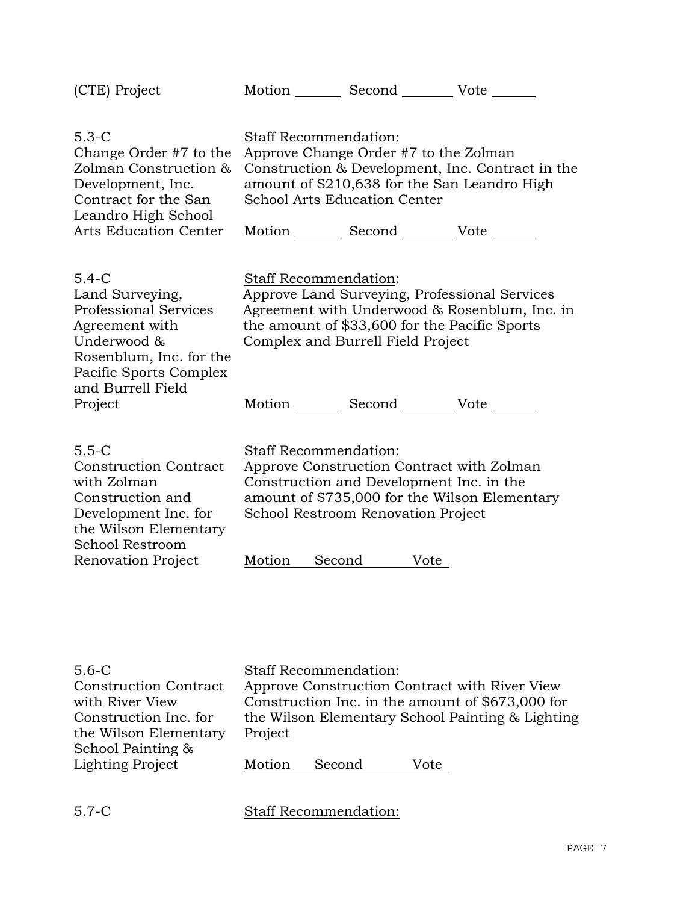(CTE) Project

Motion _______ Second ________ Vote ______

5.3-C
Change Order #7 to the Zolman Construction & Development, Inc. Contract for the San Leandro High School Arts Education Center

Staff Recommendation:
Approve Change Order #7 to the Zolman Construction & Development, Inc. Contract in the amount of $210,638 for the San Leandro High School Arts Education Center

Motion _______ Second ________ Vote ______

5.4-C
Land Surveying, Professional Services Agreement with Underwood & Rosenblum, Inc. for the Pacific Sports Complex and Burrell Field Project

Staff Recommendation:
Approve Land Surveying, Professional Services Agreement with Underwood & Rosenblum, Inc. in the amount of $33,600 for the Pacific Sports Complex and Burrell Field Project

Motion _______ Second ________ Vote ______

5.5-C
Construction Contract with Zolman Construction and Development Inc. for the Wilson Elementary School Restroom Renovation Project

Staff Recommendation:
Approve Construction Contract with Zolman Construction and Development Inc. in the amount of $735,000 for the Wilson Elementary School Restroom Renovation Project

Motion _______ Second ________ Vote ______

5.6-C
Construction Contract with River View Construction Inc. for the Wilson Elementary School Painting & Lighting Project

Staff Recommendation:
Approve Construction Contract with River View Construction Inc. in the amount of $673,000 for the Wilson Elementary School Painting & Lighting Project

Motion _______ Second ________ Vote ______

5.7-C

Staff Recommendation: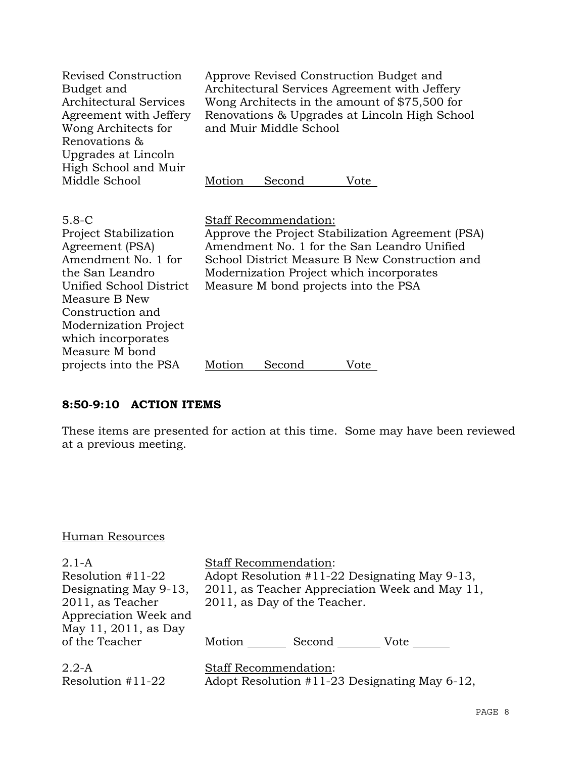Revised Construction Budget and Architectural Services Agreement with Jeffery Wong Architects for Renovations & Upgrades at Lincoln High School and Muir Middle School

Approve Revised Construction Budget and Architectural Services Agreement with Jeffery Wong Architects in the amount of $75,500 for Renovations & Upgrades at Lincoln High School and Muir Middle School

Motion Second Vote

5.8-C
Project Stabilization Agreement (PSA) Amendment No. 1 for the San Leandro Unified School District Measure B New Construction and Modernization Project which incorporates Measure M bond projects into the PSA

Staff Recommendation:
Approve the Project Stabilization Agreement (PSA) Amendment No. 1 for the San Leandro Unified School District Measure B New Construction and Modernization Project which incorporates Measure M bond projects into the PSA

Motion Second Vote

## 8:50-9:10 ACTION ITEMS

These items are presented for action at this time. Some may have been reviewed at a previous meeting.

Human Resources

2.1-A
Resolution #11-22 Designating May 9-13, 2011, as Teacher Appreciation Week and May 11, 2011, as Day of the Teacher

Staff Recommendation:
Adopt Resolution #11-22 Designating May 9-13, 2011, as Teacher Appreciation Week and May 11, 2011, as Day of the Teacher.

Motion _______ Second _______ Vote _______

2.2-A
Resolution #11-22

Staff Recommendation:
Adopt Resolution #11-23 Designating May 6-12,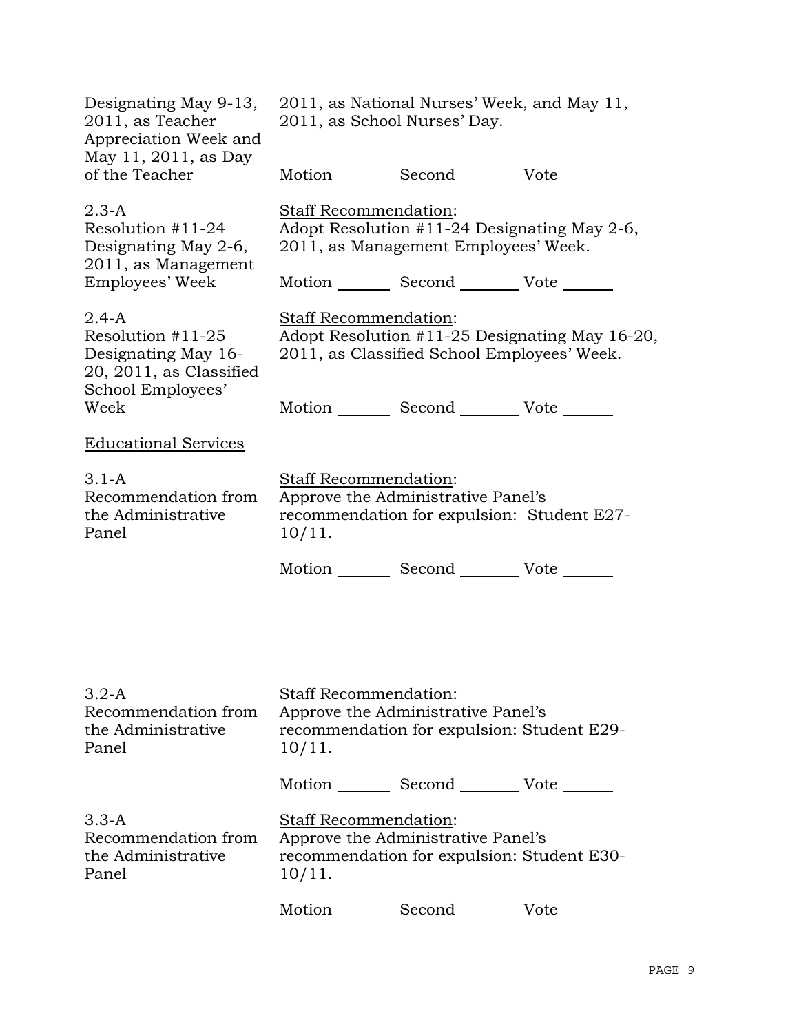| | |
|---|---|
| Designating May 9-13, 2011, as Teacher Appreciation Week and May 11, 2011, as Day of the Teacher | 2011, as National Nurses' Week, and May 11, 2011, as School Nurses' Day.<br><br>Motion _______ Second _______ Vote _______ |
| 2.3-A<br>Resolution #11-24 Designating May 2-6, 2011, as Management Employees' Week | Staff Recommendation:<br>Adopt Resolution #11-24 Designating May 2-6, 2011, as Management Employees' Week.<br><br>Motion _______ Second _______ Vote _______ |
| 2.4-A<br>Resolution #11-25 Designating May 16-20, 2011, as Classified School Employees' Week | Staff Recommendation:<br>Adopt Resolution #11-25 Designating May 16-20, 2011, as Classified School Employees' Week.<br><br>Motion _______ Second _______ Vote _______ |

Educational Services

| | |
|---|---|
| 3.1-A<br>Recommendation from the Administrative Panel | Staff Recommendation:<br>Approve the Administrative Panel's recommendation for expulsion: Student E27-10/11.<br><br>Motion _______ Second _______ Vote _______ |
| 3.2-A<br>Recommendation from the Administrative Panel | Staff Recommendation:<br>Approve the Administrative Panel's recommendation for expulsion: Student E29-10/11.<br><br>Motion _______ Second _______ Vote _______ |
| 3.3-A<br>Recommendation from the Administrative Panel | Staff Recommendation:<br>Approve the Administrative Panel's recommendation for expulsion: Student E30-10/11.<br><br>Motion _______ Second _______ Vote _______ |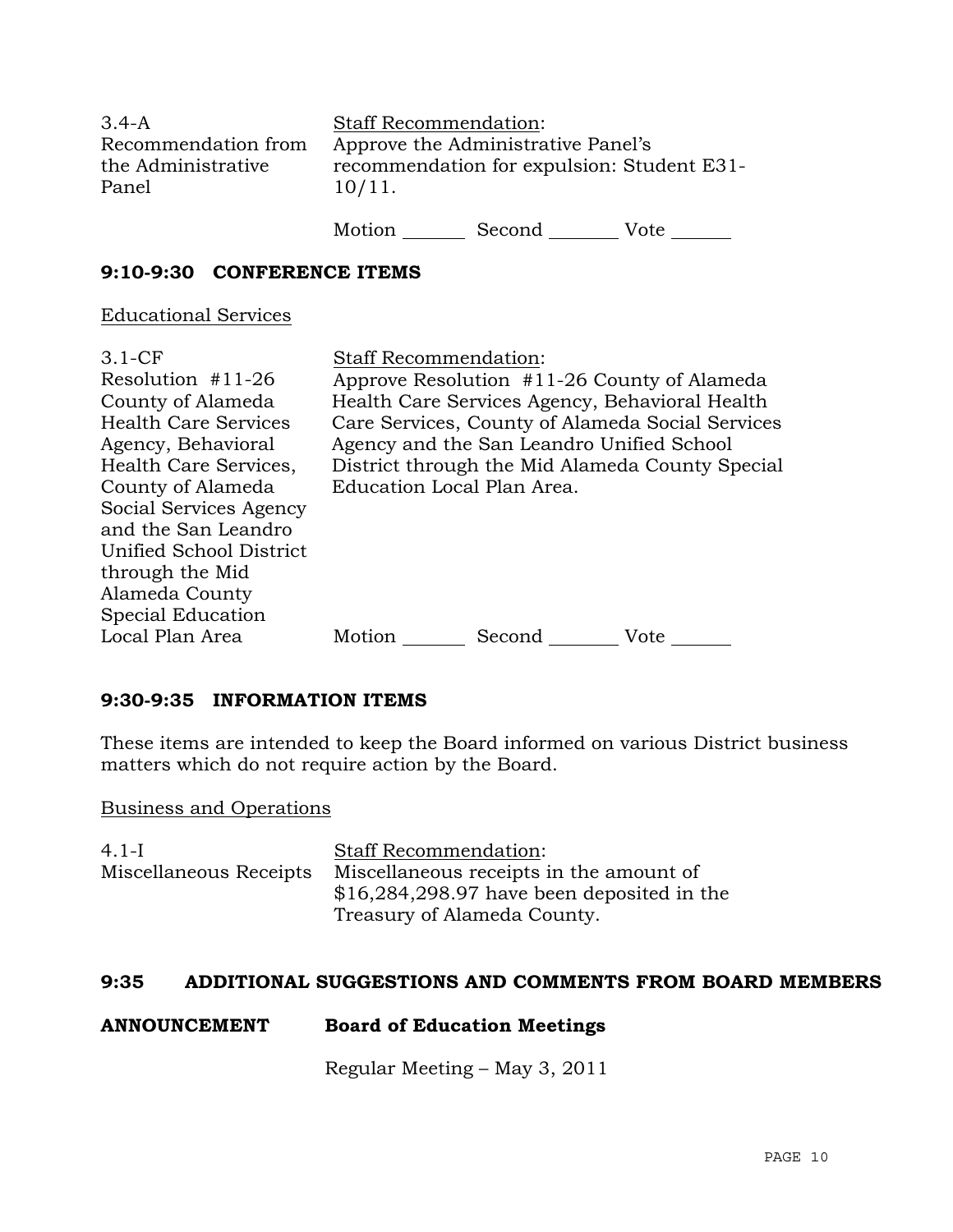3.4-A
Recommendation from the Administrative Panel

Staff Recommendation:
Approve the Administrative Panel's recommendation for expulsion: Student E31-10/11.

Motion _______ Second ________ Vote _______

## 9:10-9:30 CONFERENCE ITEMS

Educational Services

3.1-CF
Resolution #11-26 County of Alameda Health Care Services Agency, Behavioral Health Care Services, County of Alameda Social Services Agency and the San Leandro Unified School District through the Mid Alameda County Special Education Local Plan Area

Staff Recommendation:
Approve Resolution #11-26 County of Alameda Health Care Services Agency, Behavioral Health Care Services, County of Alameda Social Services Agency and the San Leandro Unified School District through the Mid Alameda County Special Education Local Plan Area.

Motion _______ Second ________ Vote _______

## 9:30-9:35 INFORMATION ITEMS

These items are intended to keep the Board informed on various District business matters which do not require action by the Board.

Business and Operations

4.1-I
Miscellaneous Receipts

Staff Recommendation:
Miscellaneous receipts in the amount of $16,284,298.97 have been deposited in the Treasury of Alameda County.

## 9:35 ADDITIONAL SUGGESTIONS AND COMMENTS FROM BOARD MEMBERS

**ANNOUNCEMENT** **Board of Education Meetings**

Regular Meeting – May 3, 2011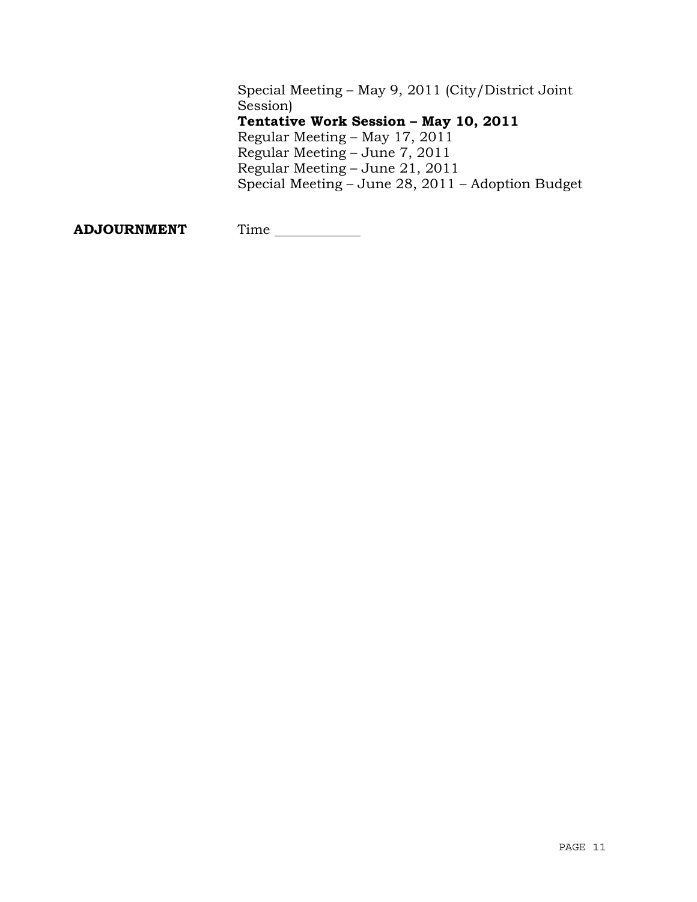Special Meeting – May 9, 2011 (City/District Joint Session)
**Tentative Work Session – May 10, 2011**
Regular Meeting – May 17, 2011
Regular Meeting – June 7, 2011
Regular Meeting – June 21, 2011
Special Meeting – June 28, 2011 – Adoption Budget

**ADJOURNMENT** Time ____________